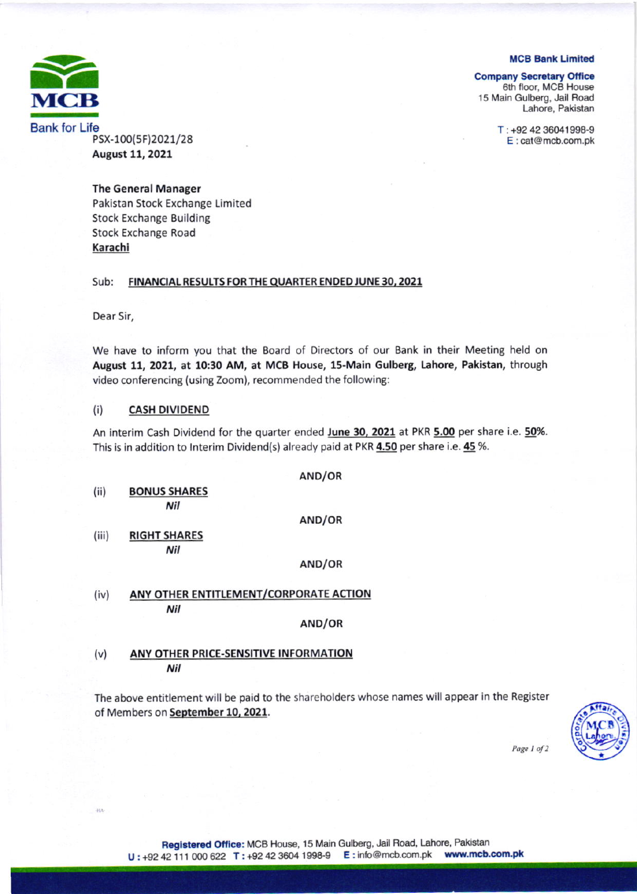**MCB Bank Limited**

**Company Secretary Office**
6th floor, MCB House
15 Main Gulberg, Jail Road
Lahore, Pakistan

T : +92 42 36041998-9
E : cat@mcb.com.pk

Bank for Life

PSX-100(5F)2021/28
**August 11, 2021**

**The General Manager**
Pakistan Stock Exchange Limited
Stock Exchange Building
Stock Exchange Road
**Karachi**

Sub: **FINANCIAL RESULTS FOR THE QUARTER ENDED JUNE 30, 2021**

Dear Sir,

We have to inform you that the Board of Directors of our Bank in their Meeting held on **August 11, 2021, at 10:30 AM, at MCB House, 15-Main Gulberg, Lahore, Pakistan,** through video conferencing (using Zoom), recommended the following:

(i) **CASH DIVIDEND**

An interim Cash Dividend for the quarter ended **June 30, 2021** at PKR **5.00** per share i.e. **50**%. This is in addition to Interim Dividend(s) already paid at PKR **4.50** per share i.e. **45** %.

**AND/OR**

(ii) **BONUS SHARES**

***Nil***

**AND/OR**

(iii) **RIGHT SHARES**

***Nil***

**AND/OR**

(iv) **ANY OTHER ENTITLEMENT/CORPORATE ACTION**

***Nil***

**AND/OR**

(v) **ANY OTHER PRICE-SENSITIVE INFORMATION**

***Nil***

The above entitlement will be paid to the shareholders whose names will appear in the Register of Members on **September 10, 2021**.

**Registered Office:** MCB House, 15 Main Gulberg, Jail Road, Lahore, Pakistan
U : +92 42 111 000 622 T : +92 42 3604 1998-9 E : info@mcb.com.pk **www.mcb.com.pk**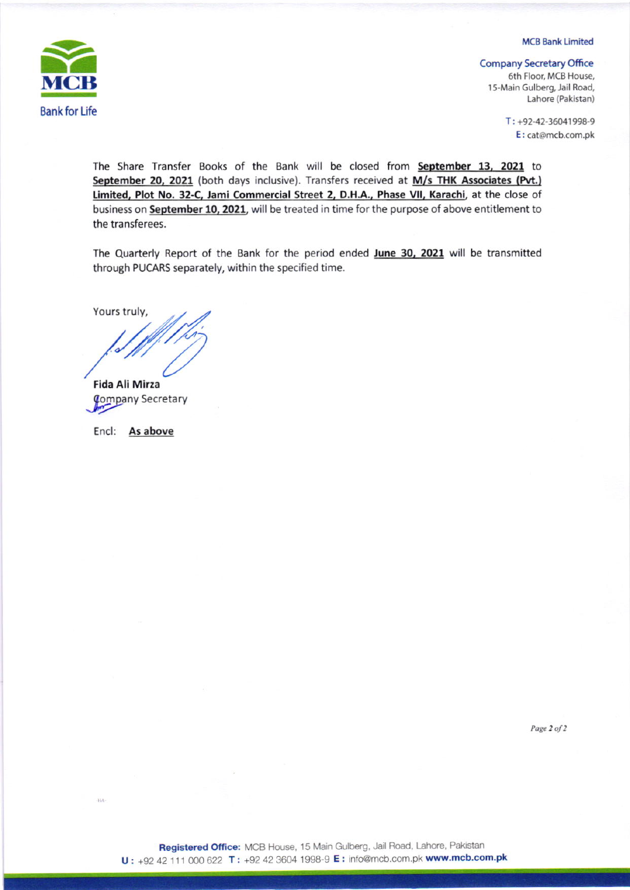MCB Bank Limited

**Company Secretary Office**
6th Floor, MCB House,
15-Main Gulberg, Jail Road,
Lahore (Pakistan)

T: +92-42-36041998-9
E: cat@mcb.com.pk

MCB
Bank for Life

The Share Transfer Books of the Bank will be closed from **September 13, 2021** to **September 20, 2021** (both days inclusive). Transfers received at **M/s THK Associates (Pvt.) Limited, Plot No. 32-C, Jami Commercial Street 2, D.H.A., Phase VII, Karachi**, at the close of business on **September 10, 2021**, will be treated in time for the purpose of above entitlement to the transferees.

The Quarterly Report of the Bank for the period ended **June 30, 2021** will be transmitted through PUCARS separately, within the specified time.

Yours truly,

**Fida Ali Mirza**
Company Secretary

Encl: **As above**

**Registered Office:** MCB House, 15 Main Gulberg, Jail Road, Lahore, Pakistan
**U:** +92 42 111 000 622 **T:** +92 42 3604 1998-9 **E:** info@mcb.com.pk **www.mcb.com.pk**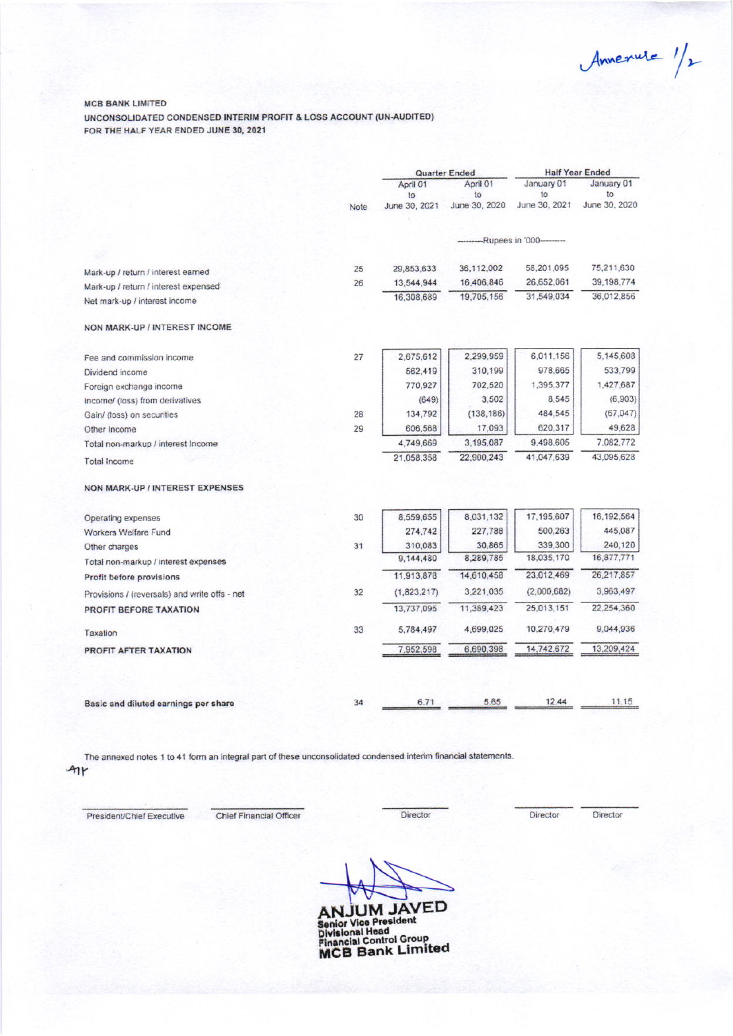Annexure 1/2

**MCB BANK LIMITED**
**UNCONSOLIDATED CONDENSED INTERIM PROFIT & LOSS ACCOUNT (UN-AUDITED)**
**FOR THE HALF YEAR ENDED JUNE 30, 2021**

| | Note | Quarter Ended | | Half Year Ended | |
|---|---|---|---|---|---|
| | | April 01 to June 30, 2021 | April 01 to June 30, 2020 | January 01 to June 30, 2021 | January 01 to June 30, 2020 |
| | | ---------Rupees in '000--------- | | | |
| Mark-up / return / interest earned | 25 | 29,853,633 | 36,112,002 | 58,201,095 | 75,211,630 |
| Mark-up / return / interest expensed | 26 | 13,544,944 | 16,406,846 | 26,652,061 | 39,198,774 |
| Net mark-up / interest income | | 16,308,689 | 19,705,156 | 31,549,034 | 36,012,856 |
| **NON MARK-UP / INTEREST INCOME** | | | | | |
| Fee and commission income | 27 | 2,675,612 | 2,299,959 | 6,011,156 | 5,145,608 |
| Dividend income | | 562,419 | 310,199 | 978,665 | 533,799 |
| Foreign exchange income | | 770,927 | 702,520 | 1,395,377 | 1,427,687 |
| Income/ (loss) from derivatives | | (649) | 3,502 | 8,545 | (6,903) |
| Gain/ (loss) on securities | 28 | 134,792 | (138,186) | 484,545 | (67,047) |
| Other Income | 29 | 606,568 | 17,093 | 620,317 | 49,628 |
| Total non-markup / interest Income | | 4,749,669 | 3,195,087 | 9,498,605 | 7,082,772 |
| Total Income | | 21,058,358 | 22,900,243 | 41,047,639 | 43,095,628 |
| **NON MARK-UP / INTEREST EXPENSES** | | | | | |
| Operating expenses | 30 | 8,559,655 | 8,031,132 | 17,195,607 | 16,192,564 |
| Workers Welfare Fund | | 274,742 | 227,788 | 500,263 | 445,087 |
| Other charges | 31 | 310,083 | 30,865 | 339,300 | 240,120 |
| Total non-markup / interest expenses | | 9,144,480 | 8,289,785 | 18,035,170 | 16,877,771 |
| **Profit before provisions** | | 11,913,878 | 14,610,458 | 23,012,469 | 26,217,857 |
| Provisions / (reversals) and write offs - net | 32 | (1,823,217) | 3,221,035 | (2,000,682) | 3,963,497 |
| **PROFIT BEFORE TAXATION** | | 13,737,095 | 11,389,423 | 25,013,151 | 22,254,360 |
| Taxation | 33 | 5,784,497 | 4,699,025 | 10,270,479 | 9,044,936 |
| **PROFIT AFTER TAXATION** | | 7,952,598 | 6,690,398 | 14,742,672 | 13,209,424 |
| **Basic and diluted earnings per share** | 34 | 6.71 | 5.65 | 12.44 | 11.15 |

The annexed notes 1 to 41 form an integral part of these unconsolidated condensed interim financial statements.

| President/Chief Executive | Chief Financial Officer | Director | Director | Director |
|---|---|---|---|---|

**ANJUM JAVED**
Senior Vice President
Divisional Head
Financial Control Group
**MCB Bank Limited**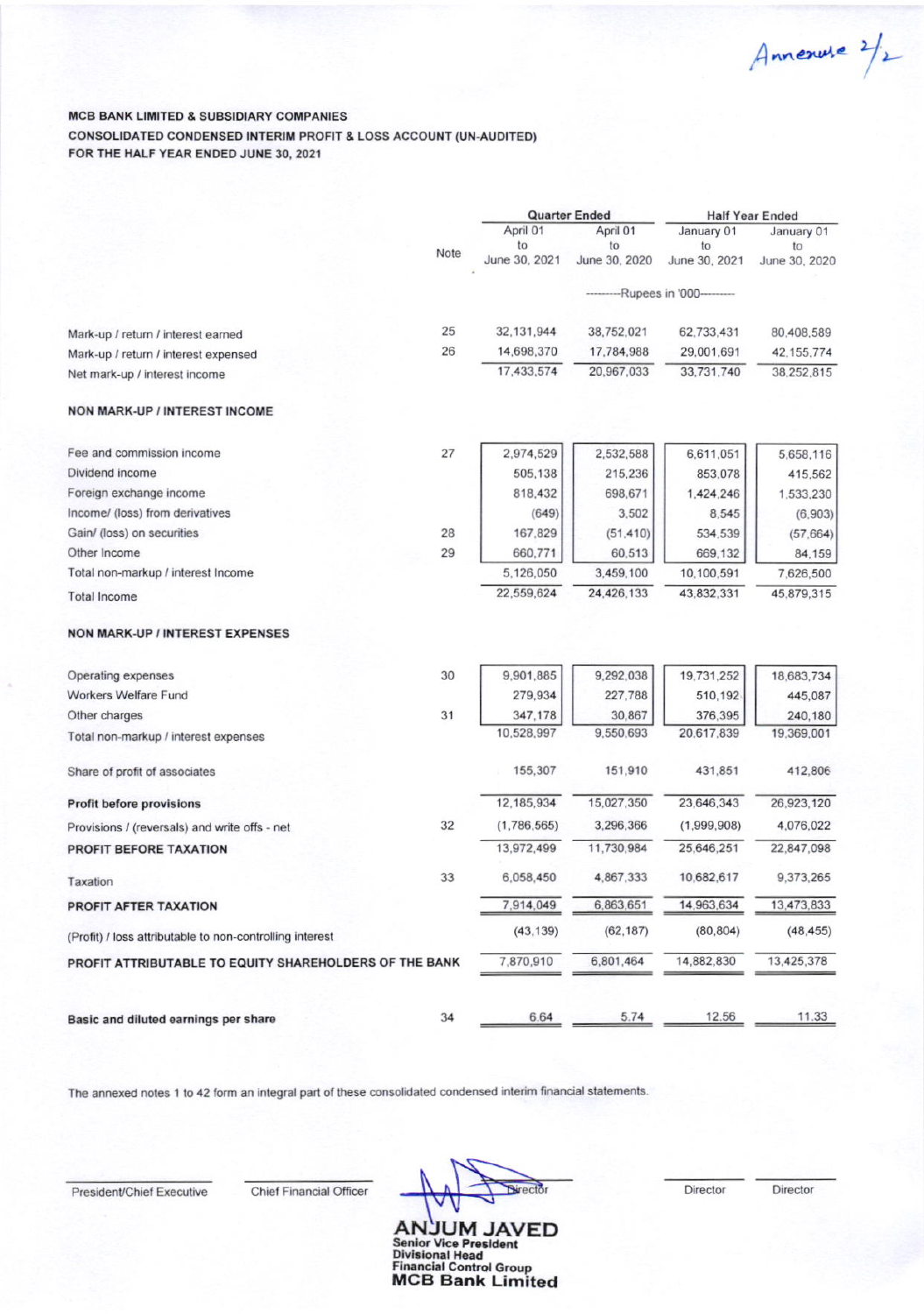Annexure 2/2

**MCB BANK LIMITED & SUBSIDIARY COMPANIES**
**CONSOLIDATED CONDENSED INTERIM PROFIT & LOSS ACCOUNT (UN-AUDITED)**
**FOR THE HALF YEAR ENDED JUNE 30, 2021**

| | Note | Quarter Ended | | Half Year Ended | |
|---|---|---|---|---|---|
| | | April 01 to June 30, 2021 | April 01 to June 30, 2020 | January 01 to June 30, 2021 | January 01 to June 30, 2020 |
| | | ---------Rupees in '000--------- | | | |
| Mark-up / return / interest earned | 25 | 32,131,944 | 38,752,021 | 62,733,431 | 80,408,589 |
| Mark-up / return / interest expensed | 26 | 14,698,370 | 17,784,988 | 29,001,691 | 42,155,774 |
| Net mark-up / interest income | | 17,433,574 | 20,967,033 | 33,731,740 | 38,252,815 |
| **NON MARK-UP / INTEREST INCOME** | | | | | |
| Fee and commission income | 27 | 2,974,529 | 2,532,588 | 6,611,051 | 5,658,116 |
| Dividend income | | 505,138 | 215,236 | 853,078 | 415,562 |
| Foreign exchange income | | 818,432 | 698,671 | 1,424,246 | 1,533,230 |
| Income/ (loss) from derivatives | | (649) | 3,502 | 8,545 | (6,903) |
| Gain/ (loss) on securities | 28 | 167,829 | (51,410) | 534,539 | (57,664) |
| Other Income | 29 | 660,771 | 60,513 | 669,132 | 84,159 |
| Total non-markup / interest Income | | 5,126,050 | 3,459,100 | 10,100,591 | 7,626,500 |
| Total Income | | 22,559,624 | 24,426,133 | 43,832,331 | 45,879,315 |
| **NON MARK-UP / INTEREST EXPENSES** | | | | | |
| Operating expenses | 30 | 9,901,885 | 9,292,038 | 19,731,252 | 18,683,734 |
| Workers Welfare Fund | | 279,934 | 227,788 | 510,192 | 445,087 |
| Other charges | 31 | 347,178 | 30,867 | 376,395 | 240,180 |
| Total non-markup / interest expenses | | 10,528,997 | 9,550,693 | 20,617,839 | 19,369,001 |
| Share of profit of associates | | 155,307 | 151,910 | 431,851 | 412,806 |
| **Profit before provisions** | | 12,185,934 | 15,027,350 | 23,646,343 | 26,923,120 |
| Provisions / (reversals) and write offs - net | 32 | (1,786,565) | 3,296,366 | (1,999,908) | 4,076,022 |
| **PROFIT BEFORE TAXATION** | | 13,972,499 | 11,730,984 | 25,646,251 | 22,847,098 |
| Taxation | 33 | 6,058,450 | 4,867,333 | 10,682,617 | 9,373,265 |
| **PROFIT AFTER TAXATION** | | 7,914,049 | 6,863,651 | 14,963,634 | 13,473,833 |
| (Profit) / loss attributable to non-controlling interest | | (43,139) | (62,187) | (80,804) | (48,455) |
| **PROFIT ATTRIBUTABLE TO EQUITY SHAREHOLDERS OF THE BANK** | | 7,870,910 | 6,801,464 | 14,882,830 | 13,425,378 |
| **Basic and diluted earnings per share** | 34 | 6.64 | 5.74 | 12.56 | 11.33 |

The annexed notes 1 to 42 form an integral part of these consolidated condensed interim financial statements.

President/Chief Executive | Chief Financial Officer | Director | Director | Director

**ANJUM JAVED**
**Senior Vice President**
**Divisional Head**
**Financial Control Group**
**MCB Bank Limited**